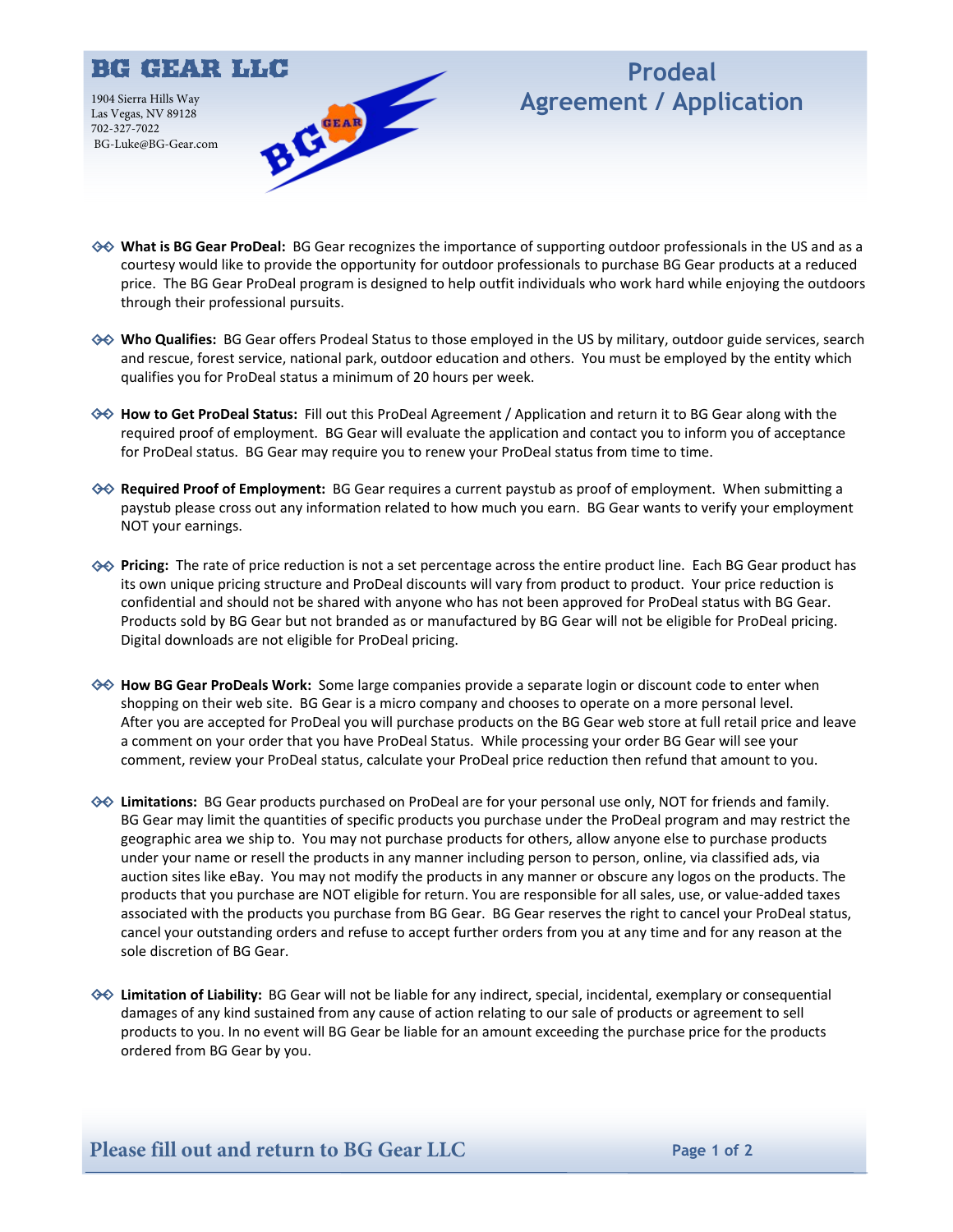# BG GEAR LLC

1904 Sierra Hills Way
Las Vegas, NV 89128
702-327-7022
BG-Luke@BG-Gear.com

# Prodeal Agreement / Application

- **What is BG Gear ProDeal:** BG Gear recognizes the importance of supporting outdoor professionals in the US and as a courtesy would like to provide the opportunity for outdoor professionals to purchase BG Gear products at a reduced price. The BG Gear ProDeal program is designed to help outfit individuals who work hard while enjoying the outdoors through their professional pursuits.

- **Who Qualifies:** BG Gear offers Prodeal Status to those employed in the US by military, outdoor guide services, search and rescue, forest service, national park, outdoor education and others. You must be employed by the entity which qualifies you for ProDeal status a minimum of 20 hours per week.

- **How to Get ProDeal Status:** Fill out this ProDeal Agreement / Application and return it to BG Gear along with the required proof of employment. BG Gear will evaluate the application and contact you to inform you of acceptance for ProDeal status. BG Gear may require you to renew your ProDeal status from time to time.

- **Required Proof of Employment:** BG Gear requires a current paystub as proof of employment. When submitting a paystub please cross out any information related to how much you earn. BG Gear wants to verify your employment NOT your earnings.

- **Pricing:** The rate of price reduction is not a set percentage across the entire product line. Each BG Gear product has its own unique pricing structure and ProDeal discounts will vary from product to product. Your price reduction is confidential and should not be shared with anyone who has not been approved for ProDeal status with BG Gear. Products sold by BG Gear but not branded as or manufactured by BG Gear will not be eligible for ProDeal pricing. Digital downloads are not eligible for ProDeal pricing.

- **How BG Gear ProDeals Work:** Some large companies provide a separate login or discount code to enter when shopping on their web site. BG Gear is a micro company and chooses to operate on a more personal level. After you are accepted for ProDeal you will purchase products on the BG Gear web store at full retail price and leave a comment on your order that you have ProDeal Status. While processing your order BG Gear will see your comment, review your ProDeal status, calculate your ProDeal price reduction then refund that amount to you.

- **Limitations:** BG Gear products purchased on ProDeal are for your personal use only, NOT for friends and family. BG Gear may limit the quantities of specific products you purchase under the ProDeal program and may restrict the geographic area we ship to. You may not purchase products for others, allow anyone else to purchase products under your name or resell the products in any manner including person to person, online, via classified ads, via auction sites like eBay. You may not modify the products in any manner or obscure any logos on the products. The products that you purchase are NOT eligible for return. You are responsible for all sales, use, or value-added taxes associated with the products you purchase from BG Gear. BG Gear reserves the right to cancel your ProDeal status, cancel your outstanding orders and refuse to accept further orders from you at any time and for any reason at the sole discretion of BG Gear.

- **Limitation of Liability:** BG Gear will not be liable for any indirect, special, incidental, exemplary or consequential damages of any kind sustained from any cause of action relating to our sale of products or agreement to sell products to you. In no event will BG Gear be liable for an amount exceeding the purchase price for the products ordered from BG Gear by you.

Please fill out and return to BG Gear LLC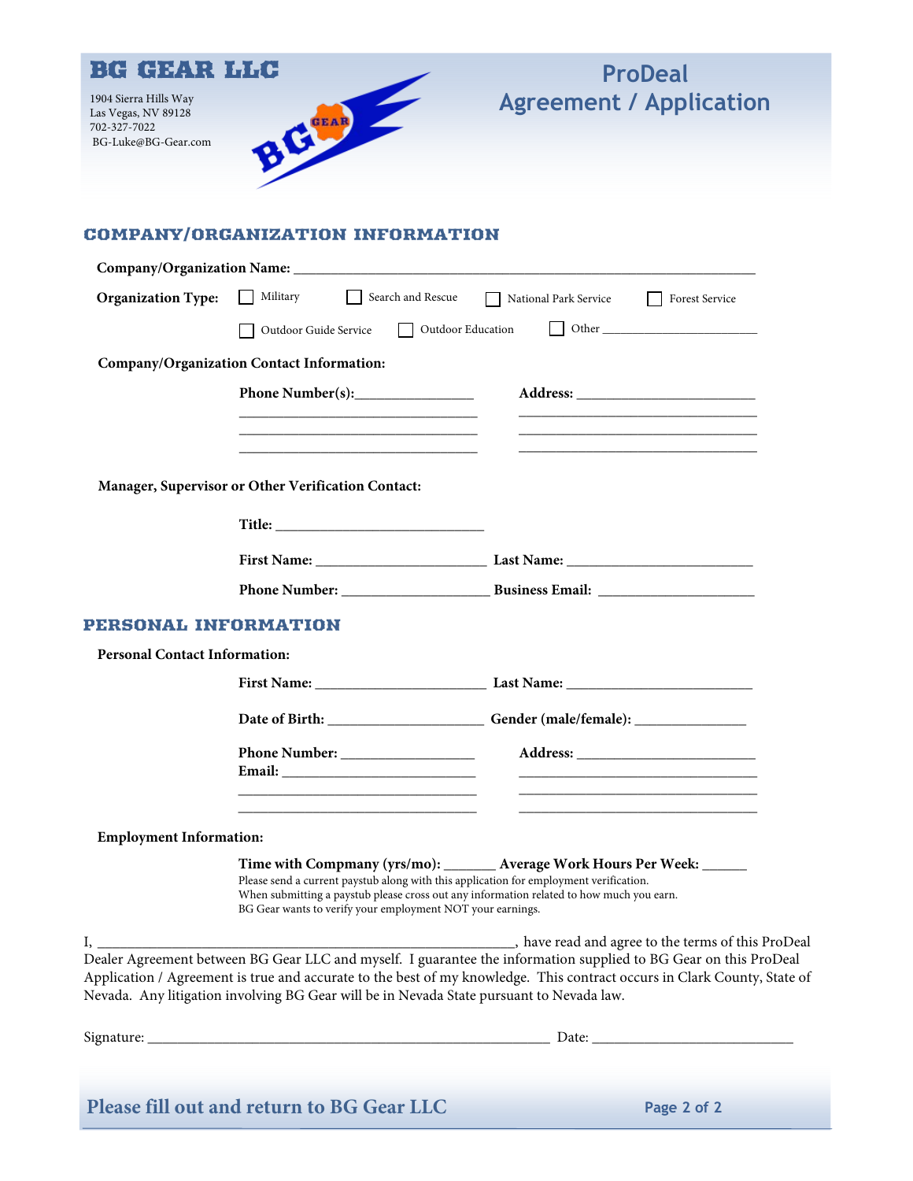# BG GEAR LLC

1904 Sierra Hills Way
Las Vegas, NV 89128
702-327-7022
BG-Luke@BG-Gear.com

# ProDeal Agreement / Application

## COMPANY/ORGANIZATION INFORMATION

**Company/Organization Name:** ________________________________________________________________

**Organization Type:** ☐ Military ☐ Search and Rescue ☐ National Park Service ☐ Forest Service ☐ Outdoor Guide Service ☐ Outdoor Education ☐ Other ________________________

**Company/Organization Contact Information:**

**Phone Number(s):**________________ **Address:** ________________________

**Manager, Supervisor or Other Verification Contact:**

**Title:** ____________________________

**First Name:** _______________________ **Last Name:** _________________________

**Phone Number:** ____________________ **Business Email:** _____________________

## PERSONAL INFORMATION

**Personal Contact Information:**

**First Name:** _______________________ **Last Name:** _________________________

**Date of Birth:** _____________________ **Gender (male/female):** _______________

**Phone Number:** __________________ **Address:** ________________________

**Email:** ___________________________

**Employment Information:**

**Time with Compmany (yrs/mo):** _______ **Average Work Hours Per Week:** ______

Please send a current paystub along with this application for employment verification.
When submitting a paystub please cross out any information related to how much you earn.
BG Gear wants to verify your employment NOT your earnings.

I, ____________________________________________________________, have read and agree to the terms of this ProDeal Dealer Agreement between BG Gear LLC and myself. I guarantee the information supplied to BG Gear on this ProDeal Application / Agreement is true and accurate to the best of my knowledge. This contract occurs in Clark County, State of Nevada. Any litigation involving BG Gear will be in Nevada State pursuant to Nevada law.

Signature: _______________________________________________________ Date: ___________________________

**Please fill out and return to BG Gear LLC**